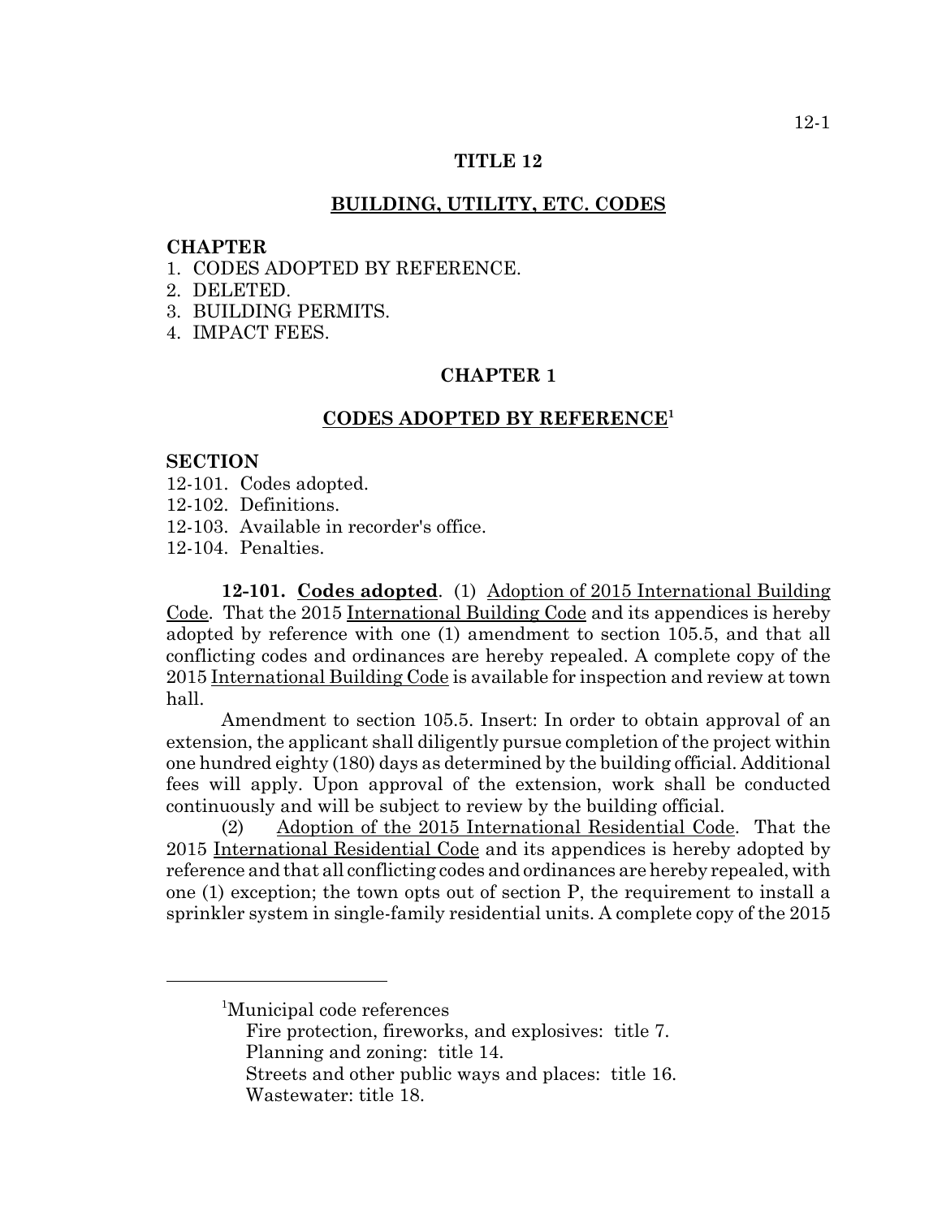# TITLE 12

## BUILDING, UTILITY, ETC. CODES

**CHAPTER**
1. CODES ADOPTED BY REFERENCE.
2. DELETED.
3. BUILDING PERMITS.
4. IMPACT FEES.

## CHAPTER 1

## CODES ADOPTED BY REFERENCE[1]

**SECTION**
12-101. Codes adopted.
12-102. Definitions.
12-103. Available in recorder's office.
12-104. Penalties.

**12-101. Codes adopted**. (1) Adoption of 2015 International Building Code. That the 2015 International Building Code and its appendices is hereby adopted by reference with one (1) amendment to section 105.5, and that all conflicting codes and ordinances are hereby repealed. A complete copy of the 2015 International Building Code is available for inspection and review at town hall.

Amendment to section 105.5. Insert: In order to obtain approval of an extension, the applicant shall diligently pursue completion of the project within one hundred eighty (180) days as determined by the building official. Additional fees will apply. Upon approval of the extension, work shall be conducted continuously and will be subject to review by the building official.

(2) Adoption of the 2015 International Residential Code. That the 2015 International Residential Code and its appendices is hereby adopted by reference and that all conflicting codes and ordinances are hereby repealed, with one (1) exception; the town opts out of section P, the requirement to install a sprinkler system in single-family residential units. A complete copy of the 2015

---

[1]Municipal code references
Fire protection, fireworks, and explosives: title 7.
Planning and zoning: title 14.
Streets and other public ways and places: title 16.
Wastewater: title 18.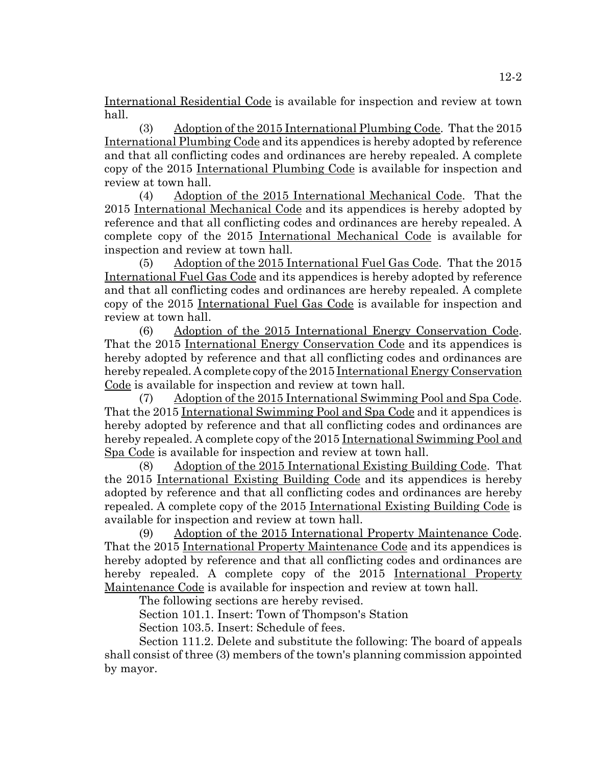International Residential Code is available for inspection and review at town hall.

(3) Adoption of the 2015 International Plumbing Code. That the 2015 International Plumbing Code and its appendices is hereby adopted by reference and that all conflicting codes and ordinances are hereby repealed. A complete copy of the 2015 International Plumbing Code is available for inspection and review at town hall.

(4) Adoption of the 2015 International Mechanical Code. That the 2015 International Mechanical Code and its appendices is hereby adopted by reference and that all conflicting codes and ordinances are hereby repealed. A complete copy of the 2015 International Mechanical Code is available for inspection and review at town hall.

(5) Adoption of the 2015 International Fuel Gas Code. That the 2015 International Fuel Gas Code and its appendices is hereby adopted by reference and that all conflicting codes and ordinances are hereby repealed. A complete copy of the 2015 International Fuel Gas Code is available for inspection and review at town hall.

(6) Adoption of the 2015 International Energy Conservation Code. That the 2015 International Energy Conservation Code and its appendices is hereby adopted by reference and that all conflicting codes and ordinances are hereby repealed. A complete copy of the 2015 International Energy Conservation Code is available for inspection and review at town hall.

(7) Adoption of the 2015 International Swimming Pool and Spa Code. That the 2015 International Swimming Pool and Spa Code and it appendices is hereby adopted by reference and that all conflicting codes and ordinances are hereby repealed. A complete copy of the 2015 International Swimming Pool and Spa Code is available for inspection and review at town hall.

(8) Adoption of the 2015 International Existing Building Code. That the 2015 International Existing Building Code and its appendices is hereby adopted by reference and that all conflicting codes and ordinances are hereby repealed. A complete copy of the 2015 International Existing Building Code is available for inspection and review at town hall.

(9) Adoption of the 2015 International Property Maintenance Code. That the 2015 International Property Maintenance Code and its appendices is hereby adopted by reference and that all conflicting codes and ordinances are hereby repealed. A complete copy of the 2015 International Property Maintenance Code is available for inspection and review at town hall.

The following sections are hereby revised.

Section 101.1. Insert: Town of Thompson's Station

Section 103.5. Insert: Schedule of fees.

Section 111.2. Delete and substitute the following: The board of appeals shall consist of three (3) members of the town's planning commission appointed by mayor.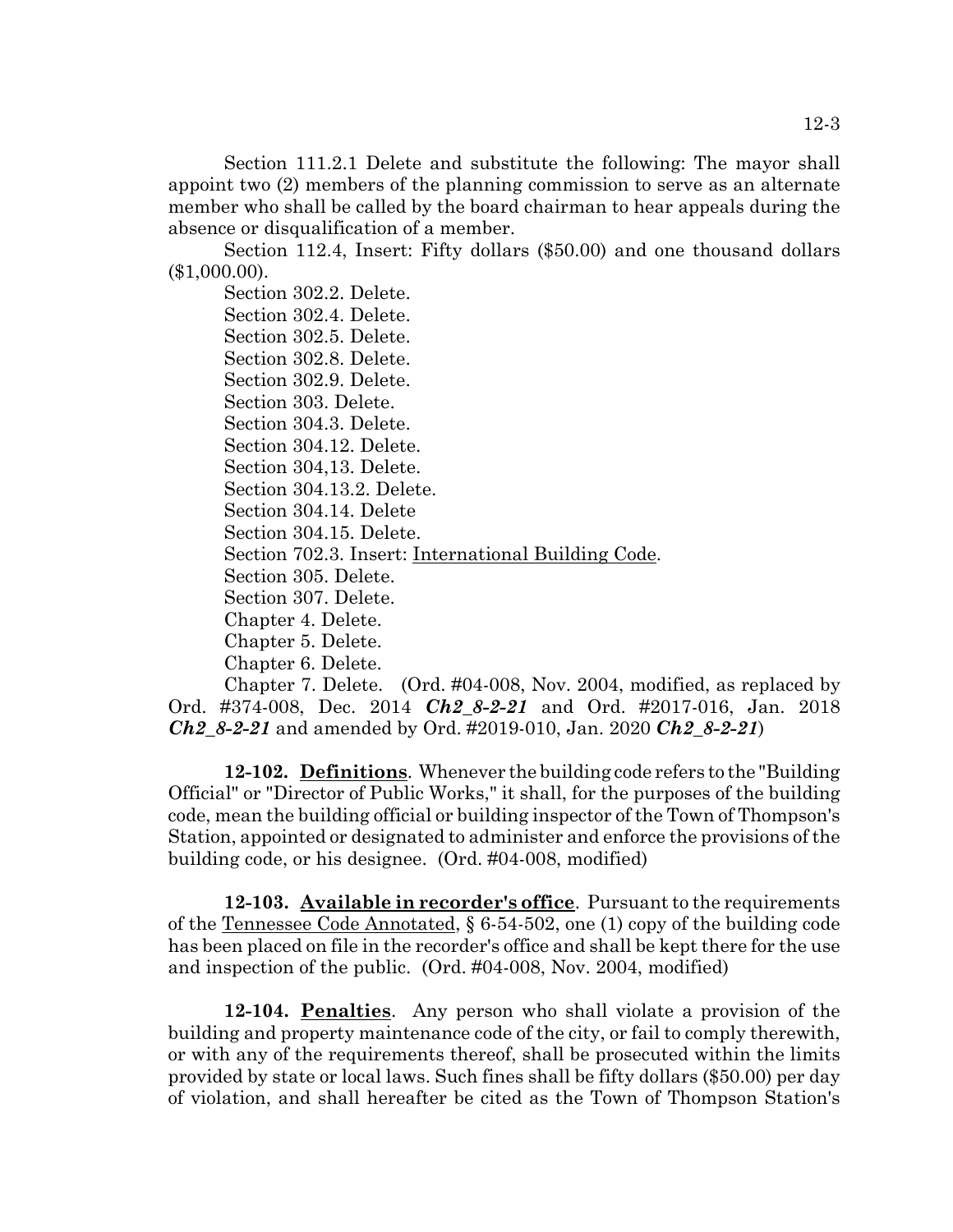Section 111.2.1 Delete and substitute the following: The mayor shall appoint two (2) members of the planning commission to serve as an alternate member who shall be called by the board chairman to hear appeals during the absence or disqualification of a member.

Section 112.4, Insert: Fifty dollars ($50.00) and one thousand dollars ($1,000.00).

Section 302.2. Delete.

Section 302.4. Delete.

Section 302.5. Delete.

Section 302.8. Delete.

Section 302.9. Delete.

Section 303. Delete.

Section 304.3. Delete.

Section 304.12. Delete.

Section 304,13. Delete.

Section 304.13.2. Delete.

Section 304.14. Delete

Section 304.15. Delete.

Section 702.3. Insert: International Building Code.

Section 305. Delete.

Section 307. Delete.

Chapter 4. Delete.

Chapter 5. Delete.

Chapter 6. Delete.

Chapter 7. Delete. (Ord. #04-008, Nov. 2004, modified, as replaced by Ord. #374-008, Dec. 2014 ***Ch2_8-2-21*** and Ord. #2017-016, Jan. 2018 ***Ch2_8-2-21*** and amended by Ord. #2019-010, Jan. 2020 ***Ch2_8-2-21***)

**12-102. Definitions**. Whenever the building code refers to the "Building Official" or "Director of Public Works," it shall, for the purposes of the building code, mean the building official or building inspector of the Town of Thompson's Station, appointed or designated to administer and enforce the provisions of the building code, or his designee. (Ord. #04-008, modified)

**12-103. Available in recorder's office**. Pursuant to the requirements of the Tennessee Code Annotated, § 6-54-502, one (1) copy of the building code has been placed on file in the recorder's office and shall be kept there for the use and inspection of the public. (Ord. #04-008, Nov. 2004, modified)

**12-104. Penalties**. Any person who shall violate a provision of the building and property maintenance code of the city, or fail to comply therewith, or with any of the requirements thereof, shall be prosecuted within the limits provided by state or local laws. Such fines shall be fifty dollars ($50.00) per day of violation, and shall hereafter be cited as the Town of Thompson Station's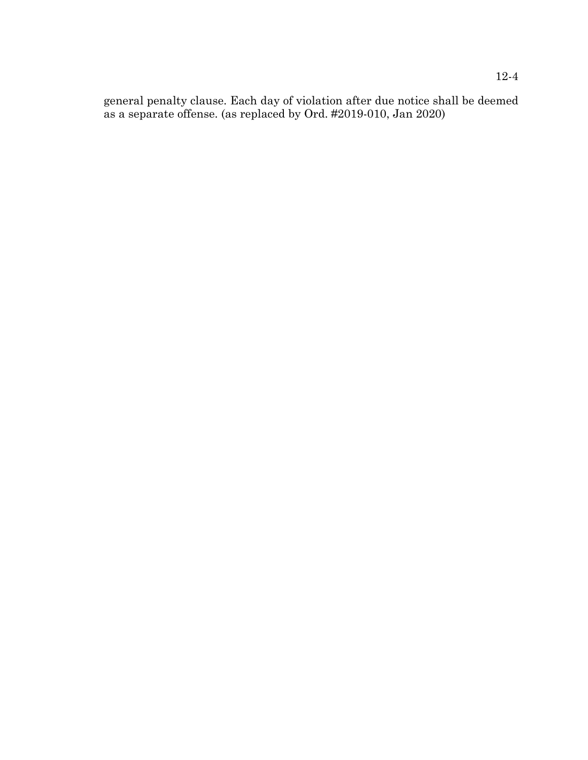general penalty clause. Each day of violation after due notice shall be deemed as a separate offense. (as replaced by Ord. #2019-010, Jan 2020)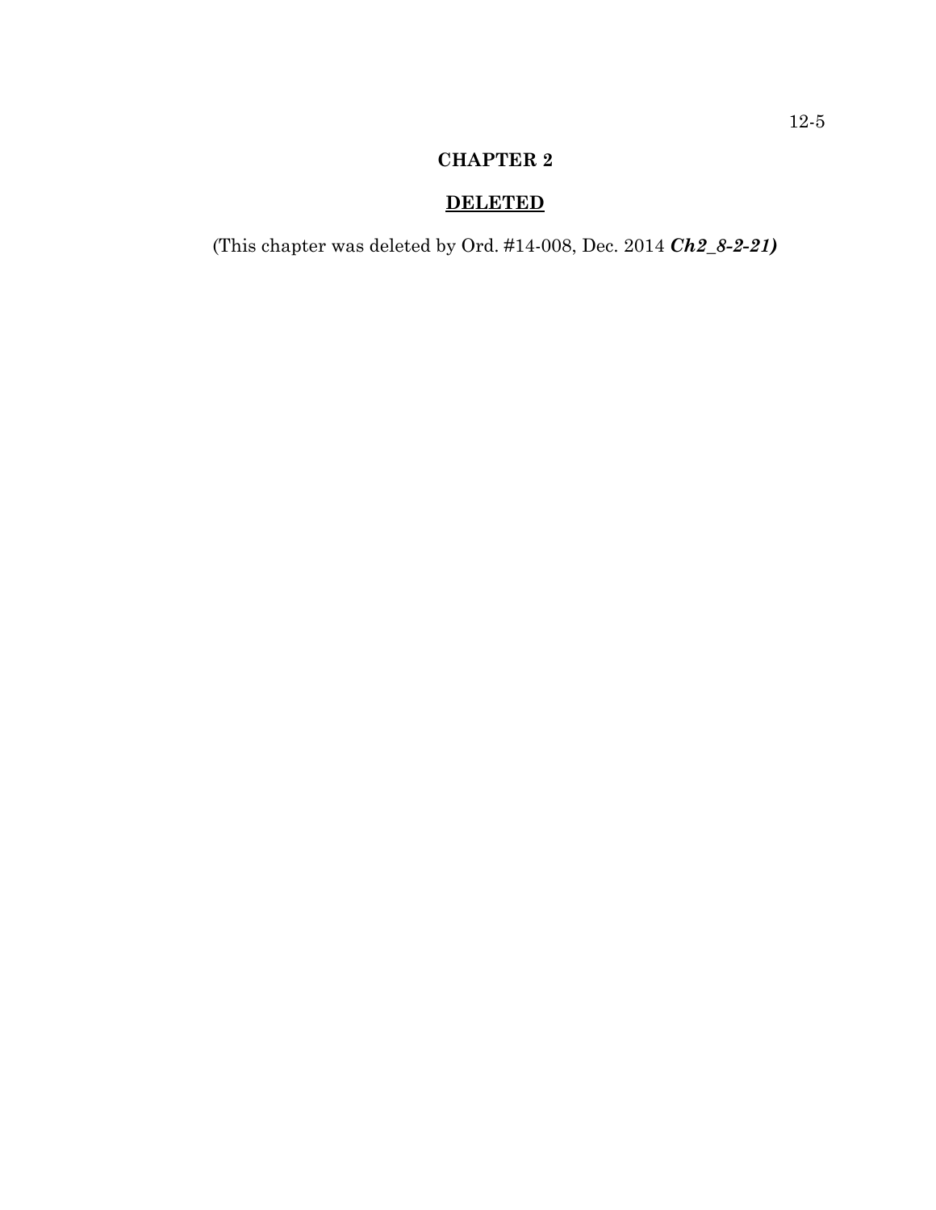# CHAPTER 2

## DELETED

(This chapter was deleted by Ord. #14-008, Dec. 2014 ***Ch2_8-2-21)***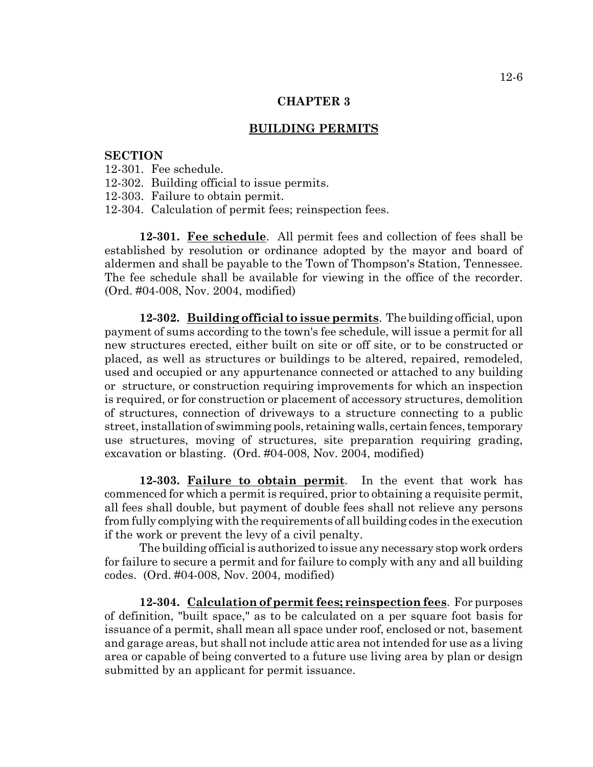# CHAPTER 3

## BUILDING PERMITS

**SECTION**

12-301. Fee schedule.
12-302. Building official to issue permits.
12-303. Failure to obtain permit.
12-304. Calculation of permit fees; reinspection fees.

**12-301. Fee schedule**. All permit fees and collection of fees shall be established by resolution or ordinance adopted by the mayor and board of aldermen and shall be payable to the Town of Thompson's Station, Tennessee. The fee schedule shall be available for viewing in the office of the recorder. (Ord. #04-008, Nov. 2004, modified)

**12-302. Building official to issue permits**. The building official, upon payment of sums according to the town's fee schedule, will issue a permit for all new structures erected, either built on site or off site, or to be constructed or placed, as well as structures or buildings to be altered, repaired, remodeled, used and occupied or any appurtenance connected or attached to any building or structure, or construction requiring improvements for which an inspection is required, or for construction or placement of accessory structures, demolition of structures, connection of driveways to a structure connecting to a public street, installation of swimming pools, retaining walls, certain fences, temporary use structures, moving of structures, site preparation requiring grading, excavation or blasting. (Ord. #04-008, Nov. 2004, modified)

**12-303. Failure to obtain permit**. In the event that work has commenced for which a permit is required, prior to obtaining a requisite permit, all fees shall double, but payment of double fees shall not relieve any persons from fully complying with the requirements of all building codes in the execution if the work or prevent the levy of a civil penalty.

The building official is authorized to issue any necessary stop work orders for failure to secure a permit and for failure to comply with any and all building codes. (Ord. #04-008, Nov. 2004, modified)

**12-304. Calculation of permit fees; reinspection fees**. For purposes of definition, "built space," as to be calculated on a per square foot basis for issuance of a permit, shall mean all space under roof, enclosed or not, basement and garage areas, but shall not include attic area not intended for use as a living area or capable of being converted to a future use living area by plan or design submitted by an applicant for permit issuance.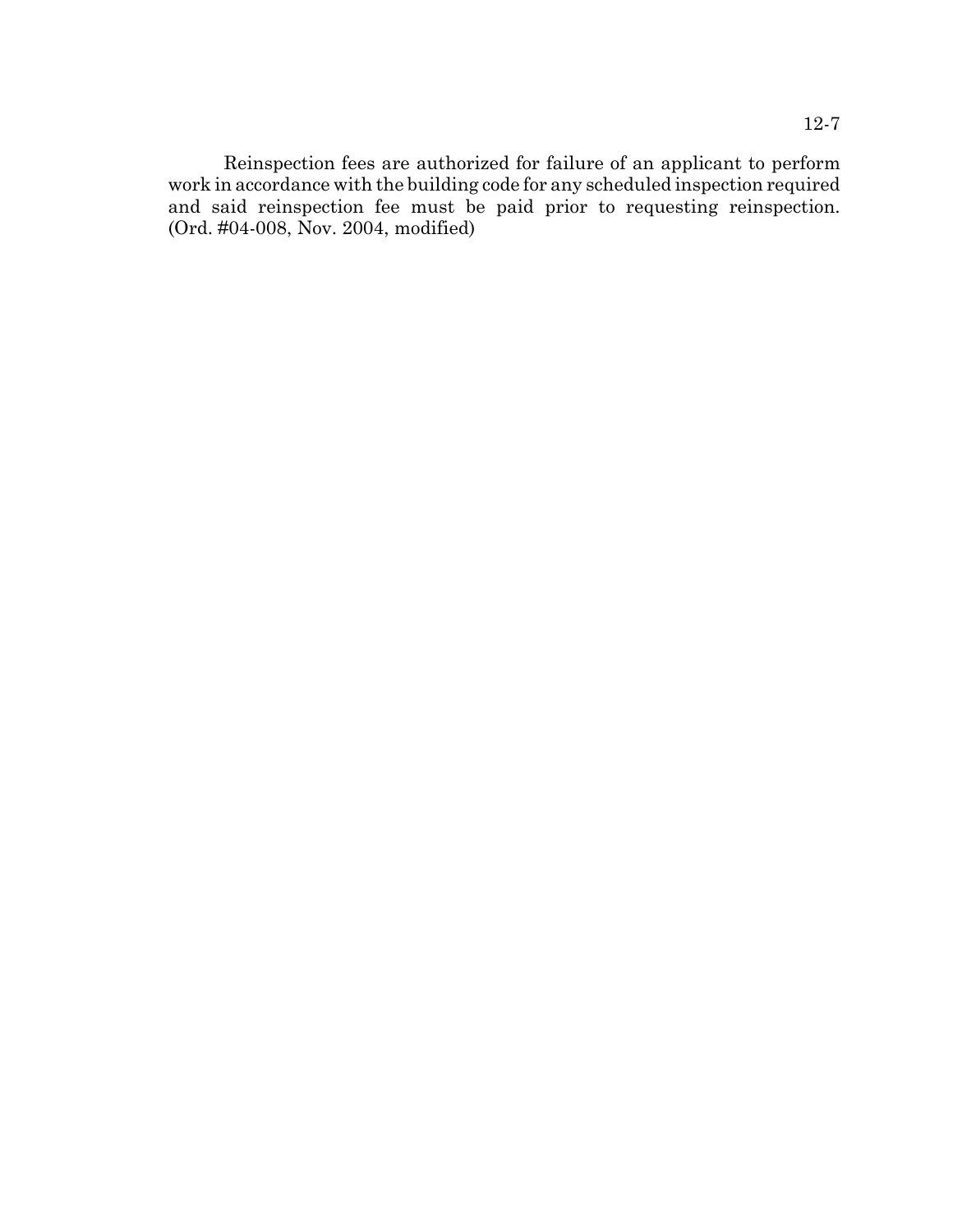Reinspection fees are authorized for failure of an applicant to perform work in accordance with the building code for any scheduled inspection required and said reinspection fee must be paid prior to requesting reinspection. (Ord. #04-008, Nov. 2004, modified)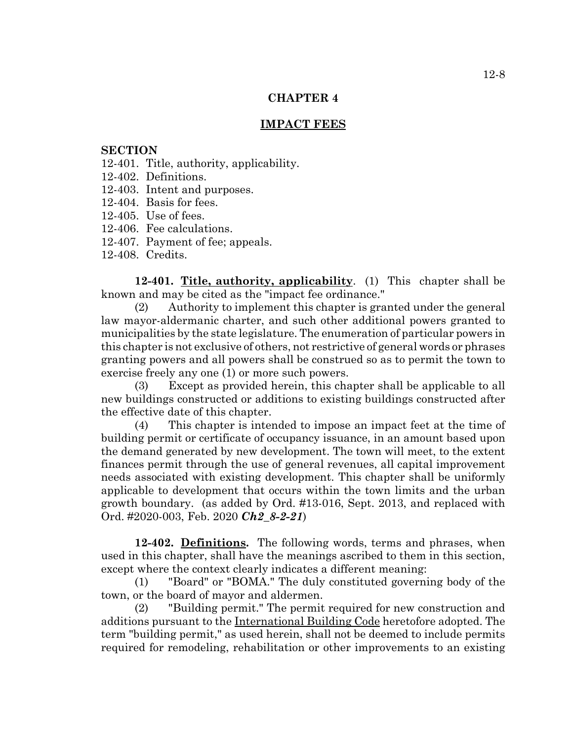## CHAPTER 4

## IMPACT FEES

**SECTION**

12-401. Title, authority, applicability.
12-402. Definitions.
12-403. Intent and purposes.
12-404. Basis for fees.
12-405. Use of fees.
12-406. Fee calculations.
12-407. Payment of fee; appeals.
12-408. Credits.

**12-401. Title, authority, applicability**. (1) This chapter shall be known and may be cited as the "impact fee ordinance."

(2) Authority to implement this chapter is granted under the general law mayor-aldermanic charter, and such other additional powers granted to municipalities by the state legislature. The enumeration of particular powers in this chapter is not exclusive of others, not restrictive of general words or phrases granting powers and all powers shall be construed so as to permit the town to exercise freely any one (1) or more such powers.

(3) Except as provided herein, this chapter shall be applicable to all new buildings constructed or additions to existing buildings constructed after the effective date of this chapter.

(4) This chapter is intended to impose an impact feet at the time of building permit or certificate of occupancy issuance, in an amount based upon the demand generated by new development. The town will meet, to the extent finances permit through the use of general revenues, all capital improvement needs associated with existing development. This chapter shall be uniformly applicable to development that occurs within the town limits and the urban growth boundary. (as added by Ord. #13-016, Sept. 2013, and replaced with Ord. #2020-003, Feb. 2020 ***Ch2_8-2-21***)

**12-402. Definitions.** The following words, terms and phrases, when used in this chapter, shall have the meanings ascribed to them in this section, except where the context clearly indicates a different meaning:

(1) "Board" or "BOMA." The duly constituted governing body of the town, or the board of mayor and aldermen.

(2) "Building permit." The permit required for new construction and additions pursuant to the International Building Code heretofore adopted. The term "building permit," as used herein, shall not be deemed to include permits required for remodeling, rehabilitation or other improvements to an existing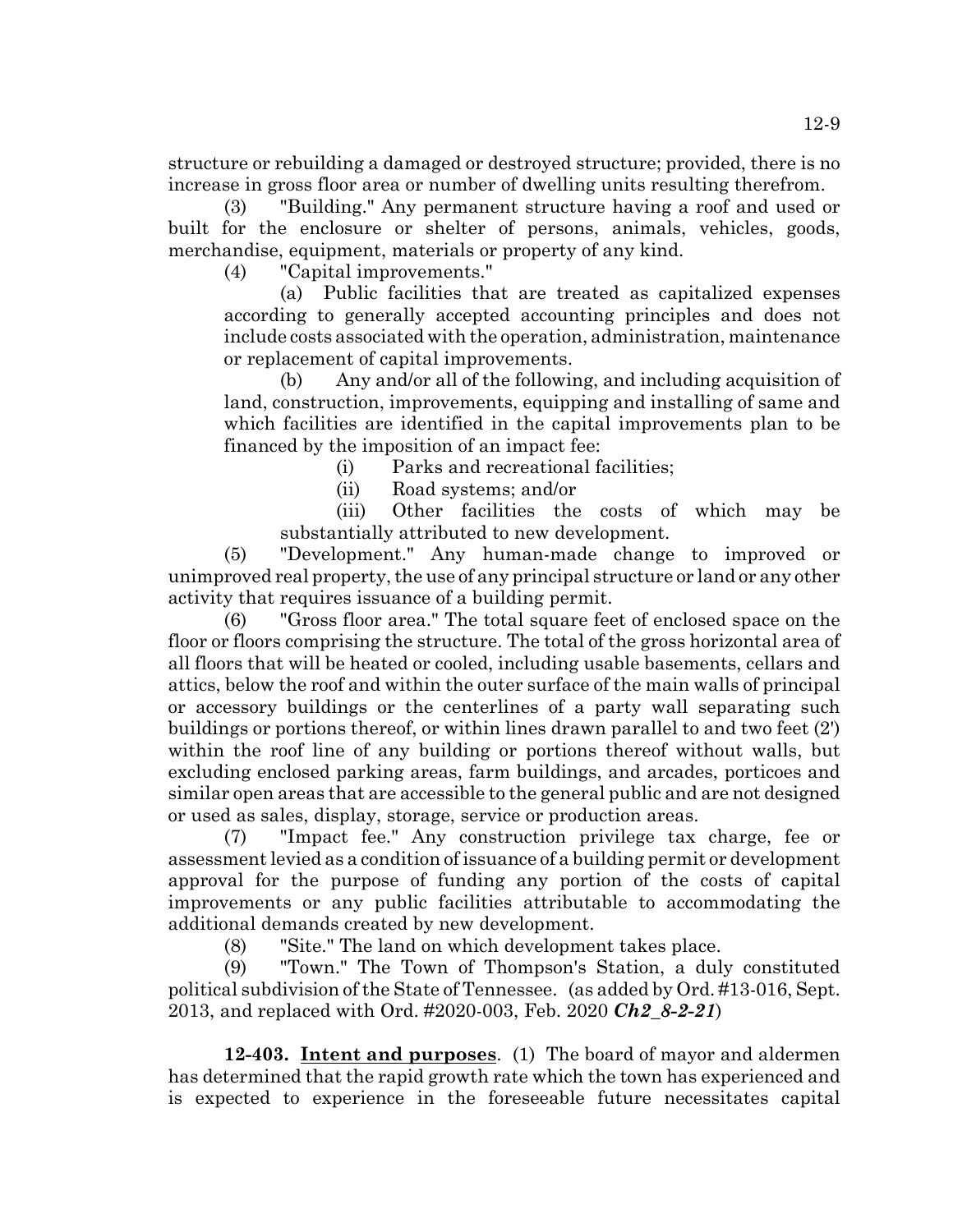structure or rebuilding a damaged or destroyed structure; provided, there is no increase in gross floor area or number of dwelling units resulting therefrom.

(3) "Building." Any permanent structure having a roof and used or built for the enclosure or shelter of persons, animals, vehicles, goods, merchandise, equipment, materials or property of any kind.

(4) "Capital improvements."

(a) Public facilities that are treated as capitalized expenses according to generally accepted accounting principles and does not include costs associated with the operation, administration, maintenance or replacement of capital improvements.

(b) Any and/or all of the following, and including acquisition of land, construction, improvements, equipping and installing of same and which facilities are identified in the capital improvements plan to be financed by the imposition of an impact fee:

(i) Parks and recreational facilities;

(ii) Road systems; and/or

(iii) Other facilities the costs of which may be substantially attributed to new development.

(5) "Development." Any human-made change to improved or unimproved real property, the use of any principal structure or land or any other activity that requires issuance of a building permit.

(6) "Gross floor area." The total square feet of enclosed space on the floor or floors comprising the structure. The total of the gross horizontal area of all floors that will be heated or cooled, including usable basements, cellars and attics, below the roof and within the outer surface of the main walls of principal or accessory buildings or the centerlines of a party wall separating such buildings or portions thereof, or within lines drawn parallel to and two feet (2') within the roof line of any building or portions thereof without walls, but excluding enclosed parking areas, farm buildings, and arcades, porticoes and similar open areas that are accessible to the general public and are not designed or used as sales, display, storage, service or production areas.

(7) "Impact fee." Any construction privilege tax charge, fee or assessment levied as a condition of issuance of a building permit or development approval for the purpose of funding any portion of the costs of capital improvements or any public facilities attributable to accommodating the additional demands created by new development.

(8) "Site." The land on which development takes place.

(9) "Town." The Town of Thompson's Station, a duly constituted political subdivision of the State of Tennessee. (as added by Ord. #13-016, Sept. 2013, and replaced with Ord. #2020-003, Feb. 2020 ***Ch2_8-2-21***)

**12-403. Intent and purposes**. (1) The board of mayor and aldermen has determined that the rapid growth rate which the town has experienced and is expected to experience in the foreseeable future necessitates capital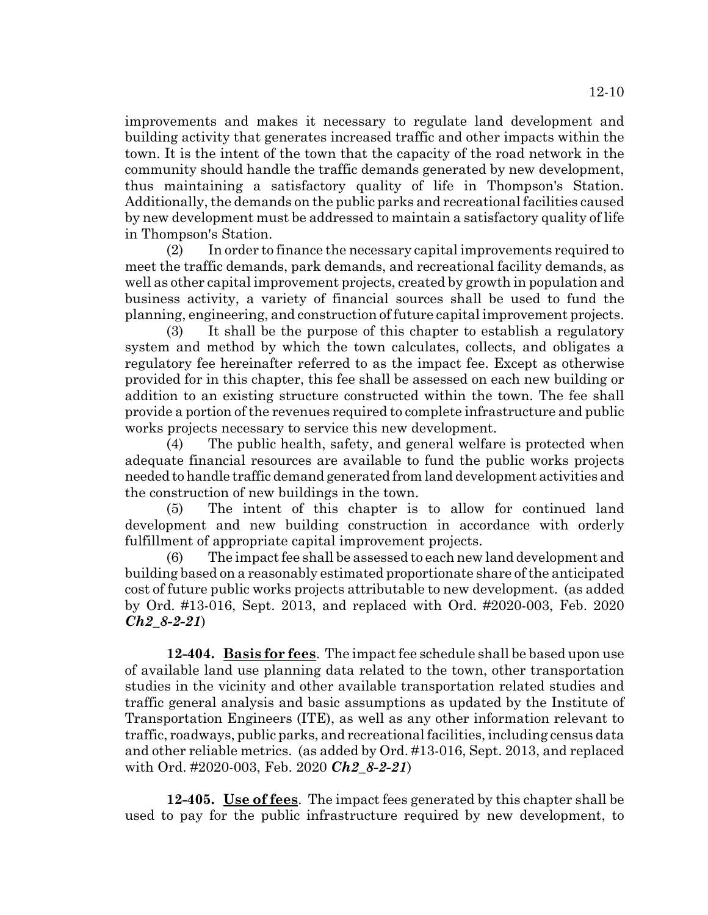improvements and makes it necessary to regulate land development and building activity that generates increased traffic and other impacts within the town. It is the intent of the town that the capacity of the road network in the community should handle the traffic demands generated by new development, thus maintaining a satisfactory quality of life in Thompson's Station. Additionally, the demands on the public parks and recreational facilities caused by new development must be addressed to maintain a satisfactory quality of life in Thompson's Station.

(2) In order to finance the necessary capital improvements required to meet the traffic demands, park demands, and recreational facility demands, as well as other capital improvement projects, created by growth in population and business activity, a variety of financial sources shall be used to fund the planning, engineering, and construction of future capital improvement projects.

(3) It shall be the purpose of this chapter to establish a regulatory system and method by which the town calculates, collects, and obligates a regulatory fee hereinafter referred to as the impact fee. Except as otherwise provided for in this chapter, this fee shall be assessed on each new building or addition to an existing structure constructed within the town. The fee shall provide a portion of the revenues required to complete infrastructure and public works projects necessary to service this new development.

(4) The public health, safety, and general welfare is protected when adequate financial resources are available to fund the public works projects needed to handle traffic demand generated from land development activities and the construction of new buildings in the town.

(5) The intent of this chapter is to allow for continued land development and new building construction in accordance with orderly fulfillment of appropriate capital improvement projects.

(6) The impact fee shall be assessed to each new land development and building based on a reasonably estimated proportionate share of the anticipated cost of future public works projects attributable to new development. (as added by Ord. #13-016, Sept. 2013, and replaced with Ord. #2020-003, Feb. 2020 ***Ch2_8-2-21***)

**12-404. Basis for fees**. The impact fee schedule shall be based upon use of available land use planning data related to the town, other transportation studies in the vicinity and other available transportation related studies and traffic general analysis and basic assumptions as updated by the Institute of Transportation Engineers (ITE), as well as any other information relevant to traffic, roadways, public parks, and recreational facilities, including census data and other reliable metrics. (as added by Ord. #13-016, Sept. 2013, and replaced with Ord. #2020-003, Feb. 2020 ***Ch2_8-2-21***)

**12-405. Use of fees**. The impact fees generated by this chapter shall be used to pay for the public infrastructure required by new development, to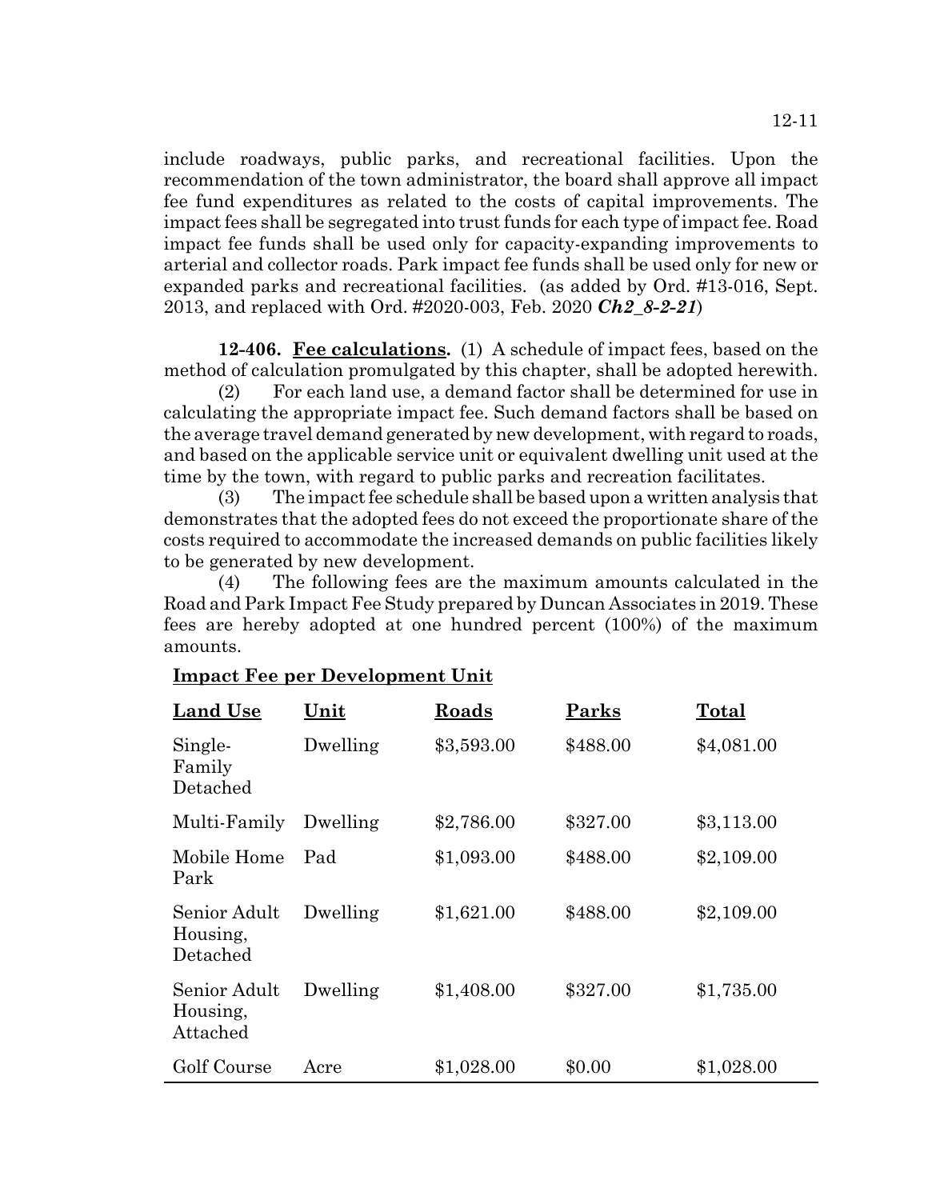include roadways, public parks, and recreational facilities. Upon the recommendation of the town administrator, the board shall approve all impact fee fund expenditures as related to the costs of capital improvements. The impact fees shall be segregated into trust funds for each type of impact fee. Road impact fee funds shall be used only for capacity-expanding improvements to arterial and collector roads. Park impact fee funds shall be used only for new or expanded parks and recreational facilities. (as added by Ord. #13-016, Sept. 2013, and replaced with Ord. #2020-003, Feb. 2020 ***Ch2_8-2-21***)

**12-406. Fee calculations.** (1) A schedule of impact fees, based on the method of calculation promulgated by this chapter, shall be adopted herewith.

(2) For each land use, a demand factor shall be determined for use in calculating the appropriate impact fee. Such demand factors shall be based on the average travel demand generated by new development, with regard to roads, and based on the applicable service unit or equivalent dwelling unit used at the time by the town, with regard to public parks and recreation facilitates.

(3) The impact fee schedule shall be based upon a written analysis that demonstrates that the adopted fees do not exceed the proportionate share of the costs required to accommodate the increased demands on public facilities likely to be generated by new development.

(4) The following fees are the maximum amounts calculated in the Road and Park Impact Fee Study prepared by Duncan Associates in 2019. These fees are hereby adopted at one hundred percent (100%) of the maximum amounts.

**Impact Fee per Development Unit**

| Land Use | Unit | Roads | Parks | Total |
|---|---|---|---|---|
| Single-Family Detached | Dwelling | $3,593.00 | $488.00 | $4,081.00 |
| Multi-Family | Dwelling | $2,786.00 | $327.00 | $3,113.00 |
| Mobile Home Park | Pad | $1,093.00 | $488.00 | $2,109.00 |
| Senior Adult Housing, Detached | Dwelling | $1,621.00 | $488.00 | $2,109.00 |
| Senior Adult Housing, Attached | Dwelling | $1,408.00 | $327.00 | $1,735.00 |
| Golf Course | Acre | $1,028.00 | $0.00 | $1,028.00 |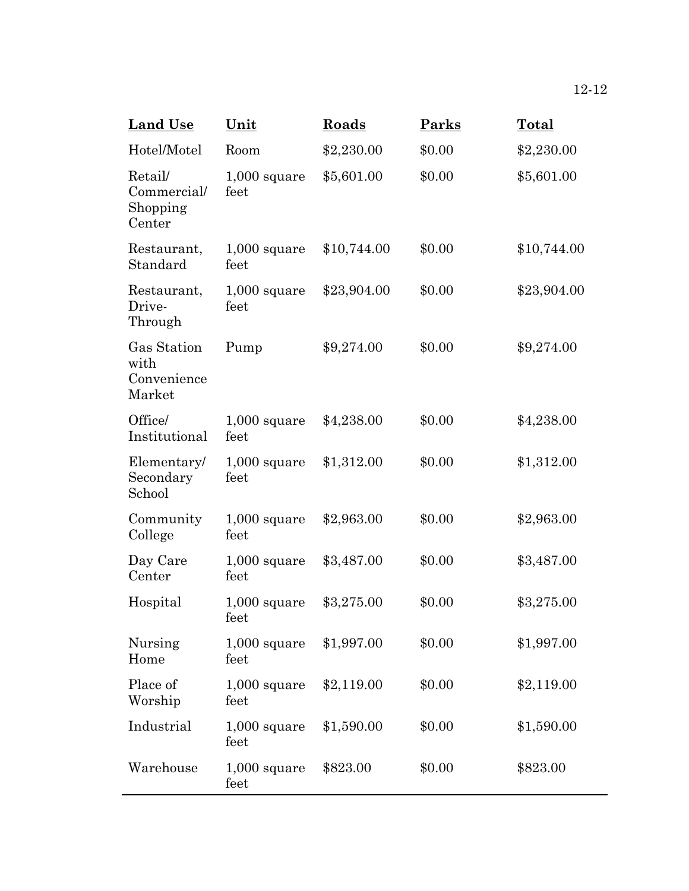| Land Use | Unit | Roads | Parks | Total |
|---|---|---|---|---|
| Hotel/Motel | Room | $2,230.00 | $0.00 | $2,230.00 |
| Retail/ Commercial/ Shopping Center | 1,000 square feet | $5,601.00 | $0.00 | $5,601.00 |
| Restaurant, Standard | 1,000 square feet | $10,744.00 | $0.00 | $10,744.00 |
| Restaurant, Drive-Through | 1,000 square feet | $23,904.00 | $0.00 | $23,904.00 |
| Gas Station with Convenience Market | Pump | $9,274.00 | $0.00 | $9,274.00 |
| Office/ Institutional | 1,000 square feet | $4,238.00 | $0.00 | $4,238.00 |
| Elementary/ Secondary School | 1,000 square feet | $1,312.00 | $0.00 | $1,312.00 |
| Community College | 1,000 square feet | $2,963.00 | $0.00 | $2,963.00 |
| Day Care Center | 1,000 square feet | $3,487.00 | $0.00 | $3,487.00 |
| Hospital | 1,000 square feet | $3,275.00 | $0.00 | $3,275.00 |
| Nursing Home | 1,000 square feet | $1,997.00 | $0.00 | $1,997.00 |
| Place of Worship | 1,000 square feet | $2,119.00 | $0.00 | $2,119.00 |
| Industrial | 1,000 square feet | $1,590.00 | $0.00 | $1,590.00 |
| Warehouse | 1,000 square feet | $823.00 | $0.00 | $823.00 |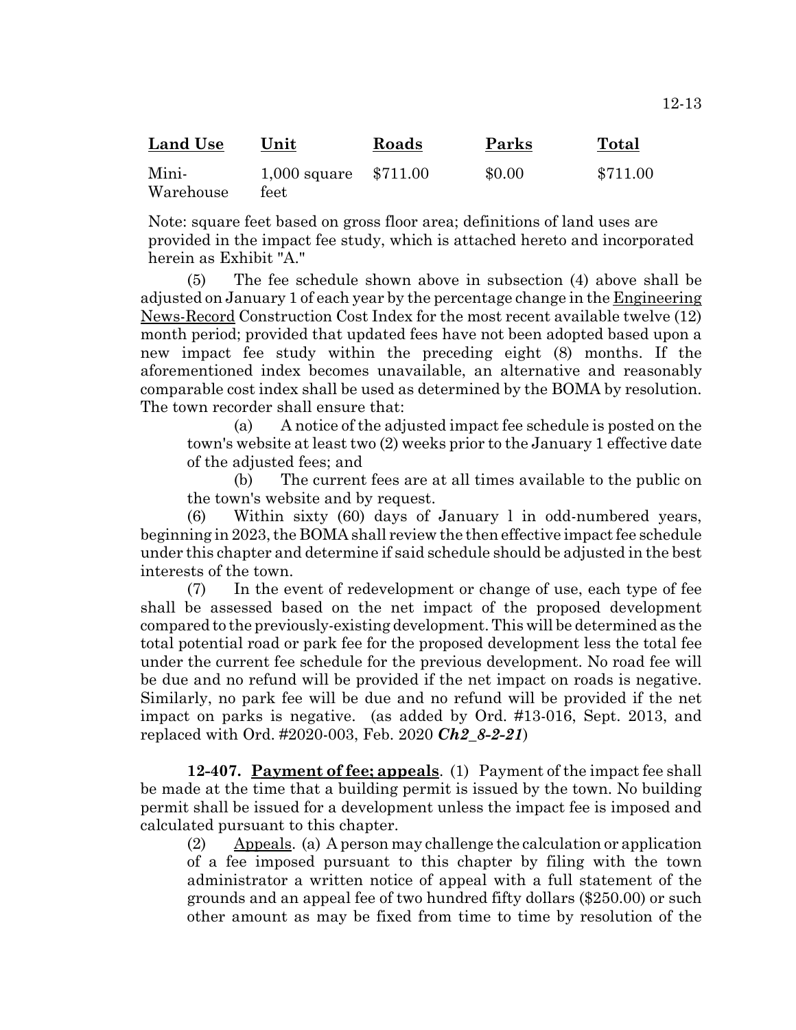| Land Use | Unit | Roads | Parks | Total |
|---|---|---|---|---|
| Mini-Warehouse | 1,000 square feet | $711.00 | $0.00 | $711.00 |

Note: square feet based on gross floor area; definitions of land uses are provided in the impact fee study, which is attached hereto and incorporated herein as Exhibit "A."

(5) The fee schedule shown above in subsection (4) above shall be adjusted on January 1 of each year by the percentage change in the Engineering News-Record Construction Cost Index for the most recent available twelve (12) month period; provided that updated fees have not been adopted based upon a new impact fee study within the preceding eight (8) months. If the aforementioned index becomes unavailable, an alternative and reasonably comparable cost index shall be used as determined by the BOMA by resolution. The town recorder shall ensure that:

(a) A notice of the adjusted impact fee schedule is posted on the town's website at least two (2) weeks prior to the January 1 effective date of the adjusted fees; and

(b) The current fees are at all times available to the public on the town's website and by request.

(6) Within sixty (60) days of January 1 in odd-numbered years, beginning in 2023, the BOMA shall review the then effective impact fee schedule under this chapter and determine if said schedule should be adjusted in the best interests of the town.

(7) In the event of redevelopment or change of use, each type of fee shall be assessed based on the net impact of the proposed development compared to the previously-existing development. This will be determined as the total potential road or park fee for the proposed development less the total fee under the current fee schedule for the previous development. No road fee will be due and no refund will be provided if the net impact on roads is negative. Similarly, no park fee will be due and no refund will be provided if the net impact on parks is negative. (as added by Ord. #13-016, Sept. 2013, and replaced with Ord. #2020-003, Feb. 2020 ***Ch2_8-2-21***)

**12-407. Payment of fee; appeals**. (1) Payment of the impact fee shall be made at the time that a building permit is issued by the town. No building permit shall be issued for a development unless the impact fee is imposed and calculated pursuant to this chapter.

(2) Appeals. (a) A person may challenge the calculation or application of a fee imposed pursuant to this chapter by filing with the town administrator a written notice of appeal with a full statement of the grounds and an appeal fee of two hundred fifty dollars ($250.00) or such other amount as may be fixed from time to time by resolution of the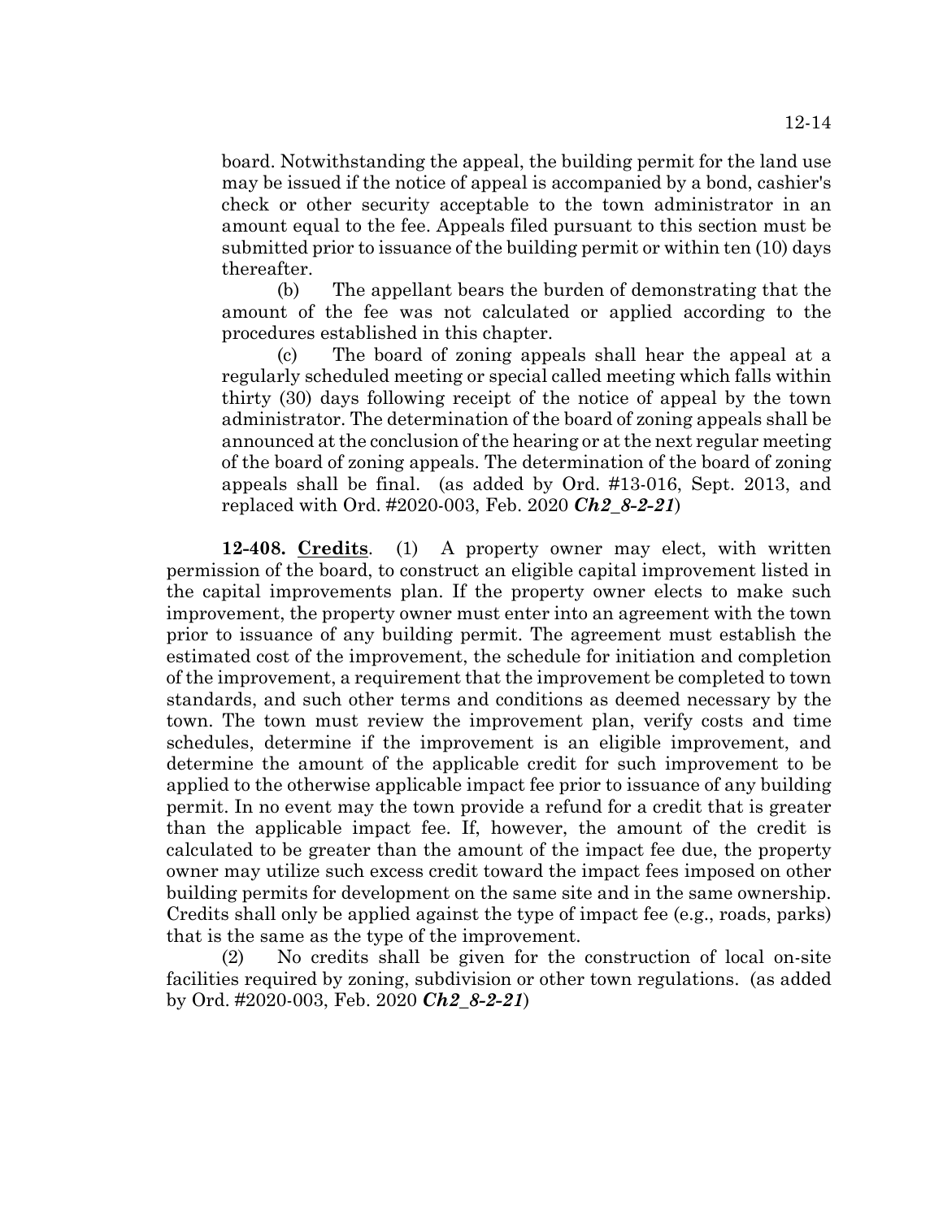board. Notwithstanding the appeal, the building permit for the land use may be issued if the notice of appeal is accompanied by a bond, cashier's check or other security acceptable to the town administrator in an amount equal to the fee. Appeals filed pursuant to this section must be submitted prior to issuance of the building permit or within ten (10) days thereafter.

(b) The appellant bears the burden of demonstrating that the amount of the fee was not calculated or applied according to the procedures established in this chapter.

(c) The board of zoning appeals shall hear the appeal at a regularly scheduled meeting or special called meeting which falls within thirty (30) days following receipt of the notice of appeal by the town administrator. The determination of the board of zoning appeals shall be announced at the conclusion of the hearing or at the next regular meeting of the board of zoning appeals. The determination of the board of zoning appeals shall be final. (as added by Ord. #13-016, Sept. 2013, and replaced with Ord. #2020-003, Feb. 2020 ***Ch2_8-2-21***)

**12-408. Credits**. (1) A property owner may elect, with written permission of the board, to construct an eligible capital improvement listed in the capital improvements plan. If the property owner elects to make such improvement, the property owner must enter into an agreement with the town prior to issuance of any building permit. The agreement must establish the estimated cost of the improvement, the schedule for initiation and completion of the improvement, a requirement that the improvement be completed to town standards, and such other terms and conditions as deemed necessary by the town. The town must review the improvement plan, verify costs and time schedules, determine if the improvement is an eligible improvement, and determine the amount of the applicable credit for such improvement to be applied to the otherwise applicable impact fee prior to issuance of any building permit. In no event may the town provide a refund for a credit that is greater than the applicable impact fee. If, however, the amount of the credit is calculated to be greater than the amount of the impact fee due, the property owner may utilize such excess credit toward the impact fees imposed on other building permits for development on the same site and in the same ownership. Credits shall only be applied against the type of impact fee (e.g., roads, parks) that is the same as the type of the improvement.

(2) No credits shall be given for the construction of local on-site facilities required by zoning, subdivision or other town regulations. (as added by Ord. #2020-003, Feb. 2020 ***Ch2_8-2-21***)